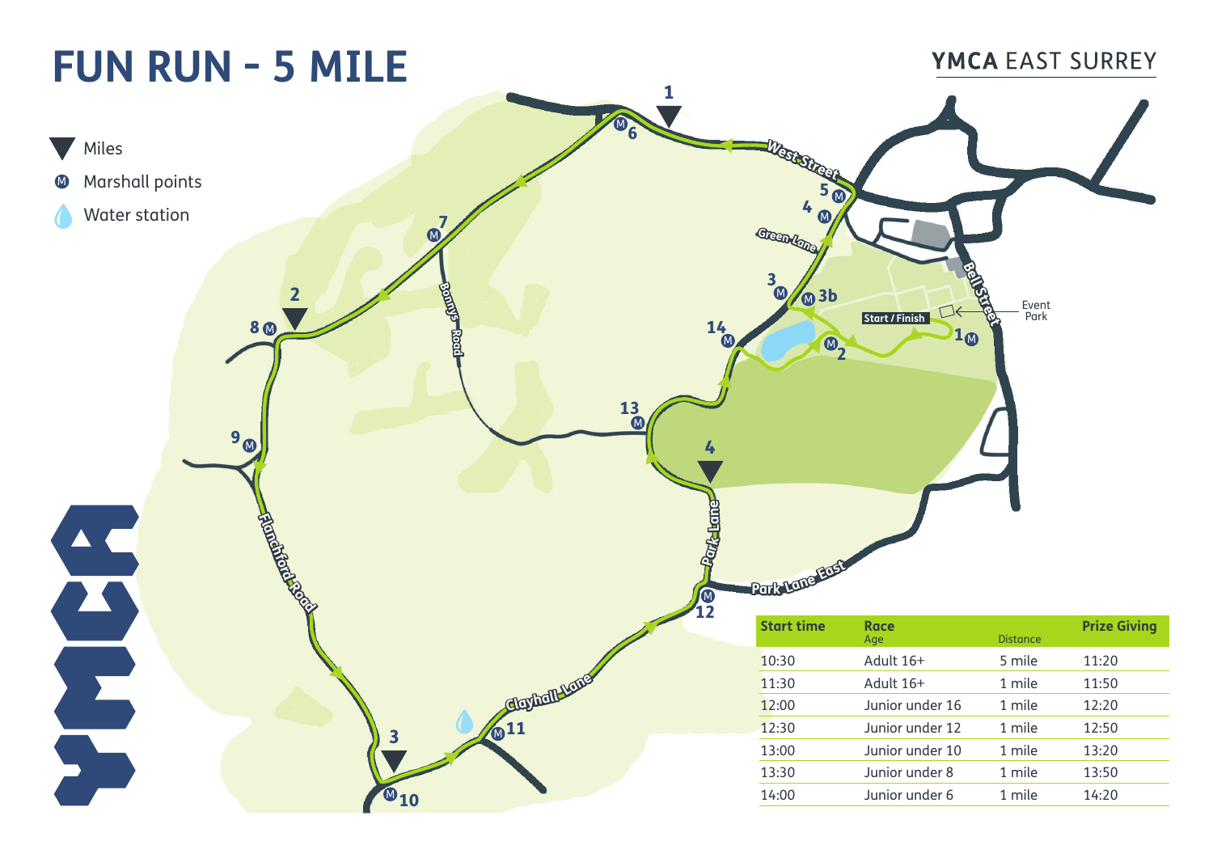# FUN RUN - 5 MILE

YMCA EAST SURREY

- Miles
- Marshall points
- Water station

| Start time | Race<br>Age | Distance | Prize Giving |
|---|---|---|---|
| 10:30 | Adult 16+ | 5 mile | 11:20 |
| 11:30 | Adult 16+ | 1 mile | 11:50 |
| 12:00 | Junior under 16 | 1 mile | 12:20 |
| 12:30 | Junior under 12 | 1 mile | 12:50 |
| 13:00 | Junior under 10 | 1 mile | 13:20 |
| 13:30 | Junior under 8 | 1 mile | 13:50 |
| 14:00 | Junior under 6 | 1 mile | 14:20 |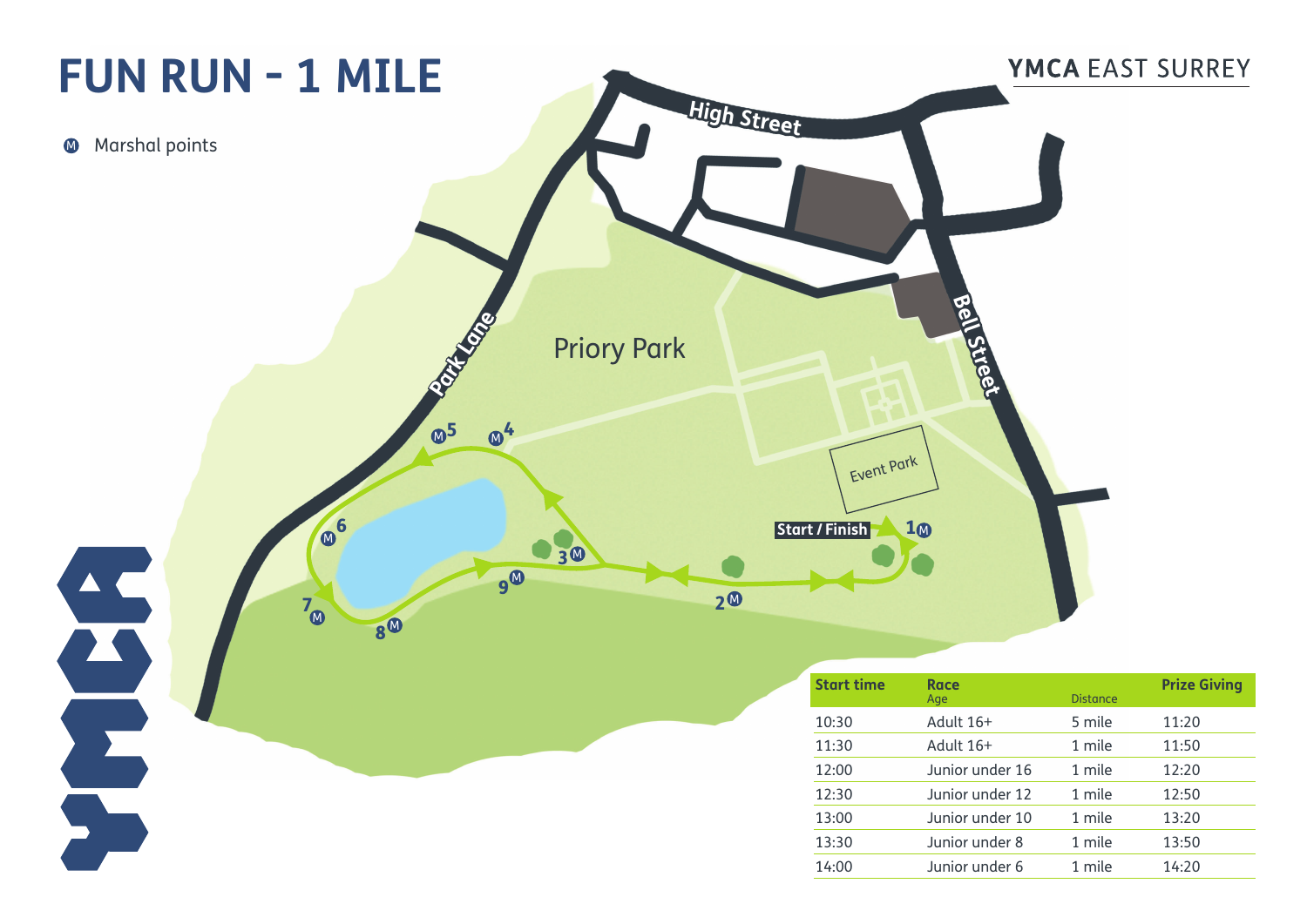# FUN RUN - 1 MILE

YMCA EAST SURREY

Ⓜ Marshal points

High Street
Park Lane
Bell Street
Priory Park
Event Park
Start / Finish
1 2 3 4 5 6 7 8 9

| Start time | Race<br>Age | Distance | Prize Giving |
|---|---|---|---|
| 10:30 | Adult 16+ | 5 mile | 11:20 |
| 11:30 | Adult 16+ | 1 mile | 11:50 |
| 12:00 | Junior under 16 | 1 mile | 12:20 |
| 12:30 | Junior under 12 | 1 mile | 12:50 |
| 13:00 | Junior under 10 | 1 mile | 13:20 |
| 13:30 | Junior under 8 | 1 mile | 13:50 |
| 14:00 | Junior under 6 | 1 mile | 14:20 |